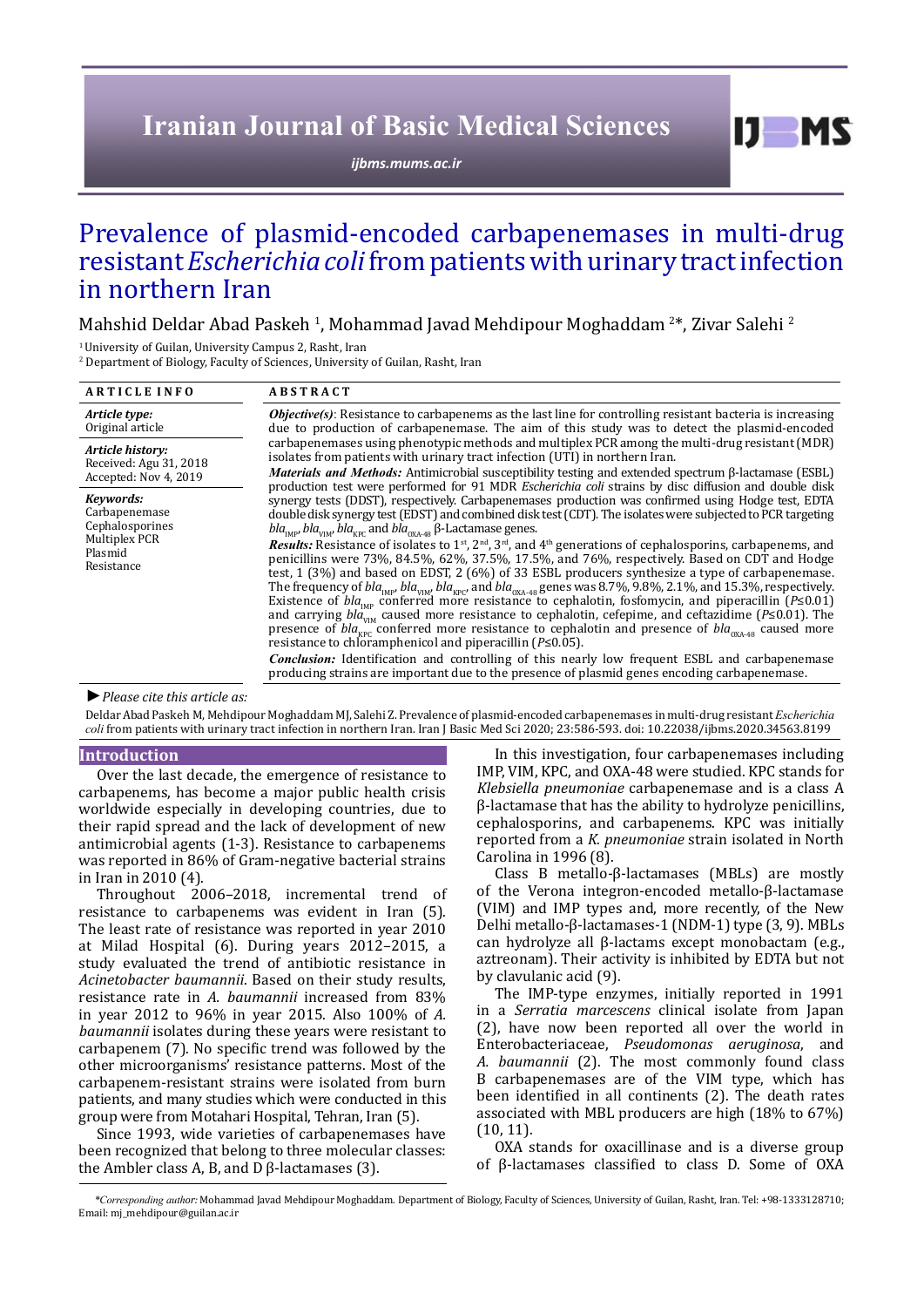# Prevalence of plasmid-encoded carbapenemases in multi-drug resistant *Escherichia coli* from patients with urinary tract infection in northern Iran

Mahshid Deldar Abad Paskeh [1], Mohammad Javad Mehdipour Moghaddam [2]*, Zivar Salehi [2]

[1] University of Guilan, University Campus 2, Rasht, Iran
[2] Department of Biology, Faculty of Sciences, University of Guilan, Rasht, Iran

**ARTICLE INFO**

*Article type:*
Original article

*Article history:*
Received: Agu 31, 2018
Accepted: Nov 4, 2019

*Keywords:*
Carbapenemase
Cephalosporines
Multiplex PCR
Plasmid
Resistance

**ABSTRACT**

***Objective(s)***: Resistance to carbapenems as the last line for controlling resistant bacteria is increasing due to production of carbapenemase. The aim of this study was to detect the plasmid-encoded carbapenemases using phenotypic methods and multiplex PCR among the multi-drug resistant (MDR) isolates from patients with urinary tract infection (UTI) in northern Iran.

***Materials and Methods:*** Antimicrobial susceptibility testing and extended spectrum β-lactamase (ESBL) production test were performed for 91 MDR *Escherichia coli* strains by disc diffusion and double disk synergy tests (DDST), respectively. Carbapenemases production was confirmed using Hodge test, EDTA double disk synergy test (EDST) and combined disk test (CDT). The isolates were subjected to PCR targeting $bla_{IMP}$, $bla_{VIM}$, $bla_{KPC}$ and $bla_{OXA-48}$ β-Lactamase genes.

***Results:*** Resistance of isolates to 1st, 2nd, 3rd, and 4th generations of cephalosporins, carbapenems, and penicillins were 73%, 84.5%, 62%, 37.5%, 17.5%, and 76%, respectively. Based on CDT and Hodge test, 1 (3%) and based on EDST, 2 (6%) of 33 ESBL producers synthesize a type of carbapenemase. The frequency of $bla_{IMP}$, $bla_{VIM}$, $bla_{KPC}$, and $bla_{OXA-48}$ genes was 8.7%, 9.8%, 2.1%, and 15.3%, respectively. Existence of $bla_{IMP}$ conferred more resistance to cephalotin, fosfomycin, and piperacillin ($P≤0.01$) and carrying $bla_{VIM}$ caused more resistance to cephalotin, cefepime, and ceftazidime ($P≤0.01$). The presence of $bla_{KPC}$ conferred more resistance to cephalotin and presence of $bla_{OXA-48}$ caused more resistance to chloramphenicol and piperacillin ($P≤0.05$).

***Conclusion:*** Identification and controlling of this nearly low frequent ESBL and carbapenemase producing strains are important due to the presence of plasmid genes encoding carbapenemase.

*►Please cite this article as:*

Deldar Abad Paskeh M, Mehdipour Moghaddam MJ, Salehi Z. Prevalence of plasmid-encoded carbapenemases in multi-drug resistant *Escherichia coli* from patients with urinary tract infection in northern Iran. Iran J Basic Med Sci 2020; 23:586-593. doi: 10.22038/ijbms.2020.34563.8199

## Introduction

Over the last decade, the emergence of resistance to carbapenems, has become a major public health crisis worldwide especially in developing countries, due to their rapid spread and the lack of development of new antimicrobial agents (1-3). Resistance to carbapenems was reported in 86% of Gram-negative bacterial strains in Iran in 2010 (4).

Throughout 2006–2018, incremental trend of resistance to carbapenems was evident in Iran (5). The least rate of resistance was reported in year 2010 at Milad Hospital (6). During years 2012–2015, a study evaluated the trend of antibiotic resistance in *Acinetobacter baumannii*. Based on their study results, resistance rate in *A. baumannii* increased from 83% in year 2012 to 96% in year 2015. Also 100% of *A. baumannii* isolates during these years were resistant to carbapenem (7). No specific trend was followed by the other microorganisms' resistance patterns. Most of the carbapenem-resistant strains were isolated from burn patients, and many studies which were conducted in this group were from Motahari Hospital, Tehran, Iran (5).

Since 1993, wide varieties of carbapenemases have been recognized that belong to three molecular classes: the Ambler class A, B, and D β-lactamases (3).

In this investigation, four carbapenemases including IMP, VIM, KPC, and OXA-48 were studied. KPC stands for *Klebsiella pneumoniae* carbapenemase and is a class A β-lactamase that has the ability to hydrolyze penicillins, cephalosporins, and carbapenems. KPC was initially reported from a *K. pneumoniae* strain isolated in North Carolina in 1996 (8).

Class B metallo-β-lactamases (MBLs) are mostly of the Verona integron-encoded metallo-β-lactamase (VIM) and IMP types and, more recently, of the New Delhi metallo-β-lactamases-1 (NDM-1) type (3, 9). MBLs can hydrolyze all β-lactams except monobactam (e.g., aztreonam). Their activity is inhibited by EDTA but not by clavulanic acid (9).

The IMP-type enzymes, initially reported in 1991 in a *Serratia marcescens* clinical isolate from Japan (2), have now been reported all over the world in Enterobacteriaceae, *Pseudomonas aeruginosa*, and *A. baumannii* (2). The most commonly found class B carbapenemases are of the VIM type, which has been identified in all continents (2). The death rates associated with MBL producers are high (18% to 67%) (10, 11).

OXA stands for oxacillinase and is a diverse group of β-lactamases classified to class D. Some of OXA

*\*Corresponding author:* Mohammad Javad Mehdipour Moghaddam. Department of Biology, Faculty of Sciences, University of Guilan, Rasht, Iran. Tel: +98-1333128710; Email: mj_mehdipour@guilan.ac.ir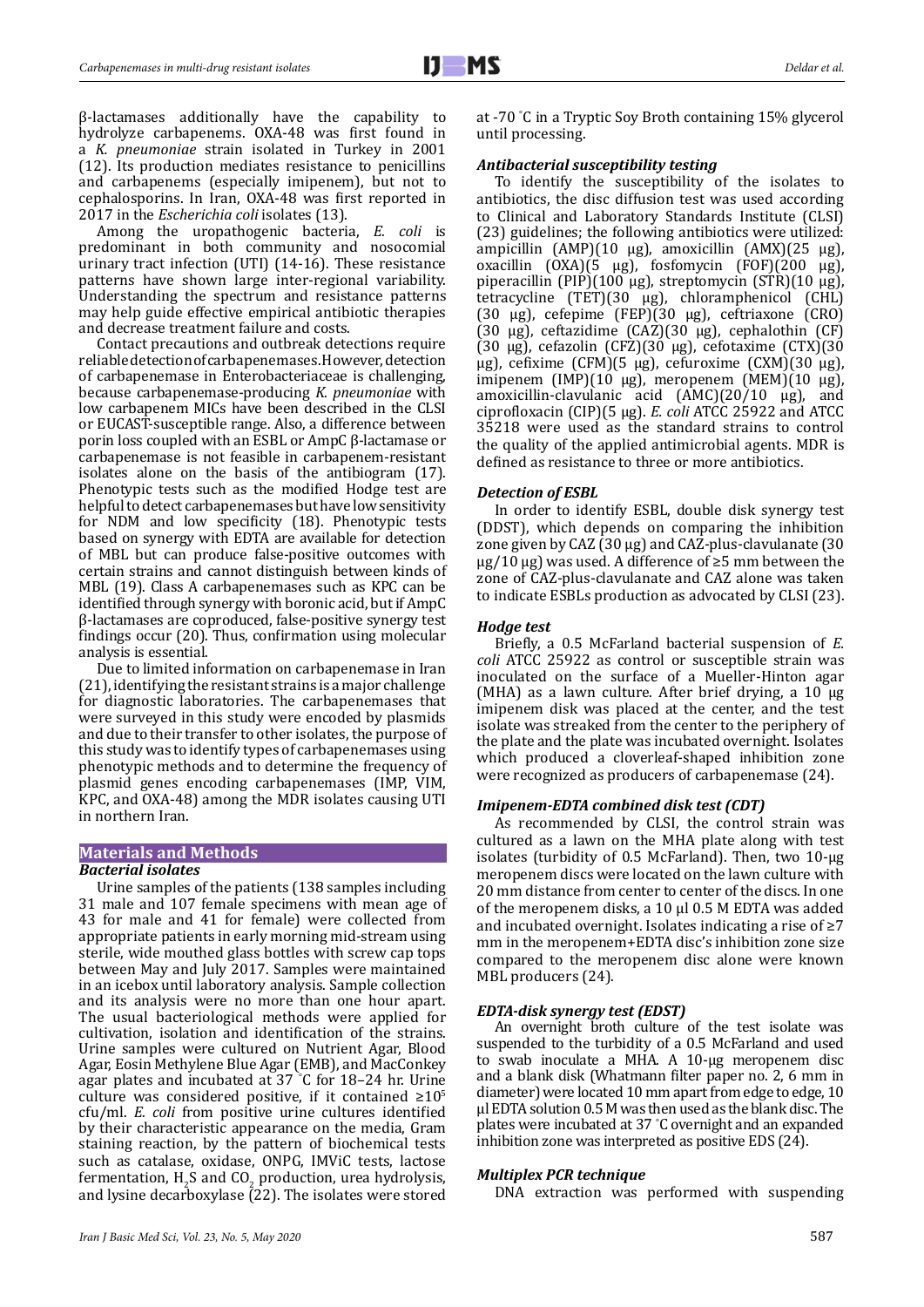β-lactamases additionally have the capability to hydrolyze carbapenems. OXA-48 was first found in a *K. pneumoniae* strain isolated in Turkey in 2001 (12). Its production mediates resistance to penicillins and carbapenems (especially imipenem), but not to cephalosporins. In Iran, OXA-48 was first reported in 2017 in the *Escherichia coli* isolates (13).

Among the uropathogenic bacteria, *E. coli* is predominant in both community and nosocomial urinary tract infection (UTI) (14-16). These resistance patterns have shown large inter-regional variability. Understanding the spectrum and resistance patterns may help guide effective empirical antibiotic therapies and decrease treatment failure and costs.

Contact precautions and outbreak detections require reliable detection of carbapenemases. However, detection of carbapenemase in Enterobacteriaceae is challenging, because carbapenemase-producing *K. pneumoniae* with low carbapenem MICs have been described in the CLSI or EUCAST-susceptible range. Also, a difference between porin loss coupled with an ESBL or AmpC β-lactamase or carbapenemase is not feasible in carbapenem-resistant isolates alone on the basis of the antibiogram (17). Phenotypic tests such as the modified Hodge test are helpful to detect carbapenemases but have low sensitivity for NDM and low specificity (18). Phenotypic tests based on synergy with EDTA are available for detection of MBL but can produce false-positive outcomes with certain strains and cannot distinguish between kinds of MBL (19). Class A carbapenemases such as KPC can be identified through synergy with boronic acid, but if AmpC β-lactamases are coproduced, false-positive synergy test findings occur (20). Thus, confirmation using molecular analysis is essential.

Due to limited information on carbapenemase in Iran (21), identifying the resistant strains is a major challenge for diagnostic laboratories. The carbapenemases that were surveyed in this study were encoded by plasmids and due to their transfer to other isolates, the purpose of this study was to identify types of carbapenemases using phenotypic methods and to determine the frequency of plasmid genes encoding carbapenemases (IMP, VIM, KPC, and OXA-48) among the MDR isolates causing UTI in northern Iran.

## Materials and Methods

### *Bacterial isolates*

Urine samples of the patients (138 samples including 31 male and 107 female specimens with mean age of 43 for male and 41 for female) were collected from appropriate patients in early morning mid-stream using sterile, wide mouthed glass bottles with screw cap tops between May and July 2017. Samples were maintained in an icebox until laboratory analysis. Sample collection and its analysis were no more than one hour apart. The usual bacteriological methods were applied for cultivation, isolation and identification of the strains. Urine samples were cultured on Nutrient Agar, Blood Agar, Eosin Methylene Blue Agar (EMB), and MacConkey agar plates and incubated at 37 °C for 18–24 hr. Urine culture was considered positive, if it contained ≥$10^5$ cfu/ml. *E. coli* from positive urine cultures identified by their characteristic appearance on the media, Gram staining reaction, by the pattern of biochemical tests such as catalase, oxidase, ONPG, IMViC tests, lactose fermentation, $H_2S$ and $CO_2$ production, urea hydrolysis, and lysine decarboxylase (22). The isolates were stored at -70 °C in a Tryptic Soy Broth containing 15% glycerol until processing.

### *Antibacterial susceptibility testing*

To identify the susceptibility of the isolates to antibiotics, the disc diffusion test was used according to Clinical and Laboratory Standards Institute (CLSI) (23) guidelines; the following antibiotics were utilized: ampicillin (AMP)(10 μg), amoxicillin (AMX)(25 μg), oxacillin (OXA)(5 μg), fosfomycin (FOF)(200 μg), piperacillin (PIP)(100 μg), streptomycin (STR)(10 μg), tetracycline (TET)(30 μg), chloramphenicol (CHL) (30 μg), cefepime (FEP)(30 μg), ceftriaxone (CRO) (30 μg), ceftazidime (CAZ)(30 μg), cephalothin (CF) (30 μg), cefazolin (CFZ)(30 μg), cefotaxime (CTX)(30 μg), cefixime (CFM)(5 μg), cefuroxime (CXM)(30 μg), imipenem (IMP)(10 μg), meropenem (MEM)(10 μg), amoxicillin-clavulanic acid (AMC)(20/10 μg), and ciprofloxacin (CIP)(5 μg). *E. coli* ATCC 25922 and ATCC 35218 were used as the standard strains to control the quality of the applied antimicrobial agents. MDR is defined as resistance to three or more antibiotics.

### *Detection of ESBL*

In order to identify ESBL, double disk synergy test (DDST), which depends on comparing the inhibition zone given by CAZ (30 μg) and CAZ-plus-clavulanate (30 μg/10 μg) was used. A difference of ≥5 mm between the zone of CAZ-plus-clavulanate and CAZ alone was taken to indicate ESBLs production as advocated by CLSI (23).

### *Hodge test*

Briefly, a 0.5 McFarland bacterial suspension of *E. coli* ATCC 25922 as control or susceptible strain was inoculated on the surface of a Mueller-Hinton agar (MHA) as a lawn culture. After brief drying, a 10 μg imipenem disk was placed at the center, and the test isolate was streaked from the center to the periphery of the plate and the plate was incubated overnight. Isolates which produced a cloverleaf-shaped inhibition zone were recognized as producers of carbapenemase (24).

### *Imipenem-EDTA combined disk test (CDT)*

As recommended by CLSI, the control strain was cultured as a lawn on the MHA plate along with test isolates (turbidity of 0.5 McFarland). Then, two 10-μg meropenem discs were located on the lawn culture with 20 mm distance from center to center of the discs. In one of the meropenem disks, a 10 μl 0.5 M EDTA was added and incubated overnight. Isolates indicating a rise of ≥7 mm in the meropenem+EDTA disc's inhibition zone size compared to the meropenem disc alone were known MBL producers (24).

### *EDTA-disk synergy test (EDST)*

An overnight broth culture of the test isolate was suspended to the turbidity of a 0.5 McFarland and used to swab inoculate a MHA. A 10-μg meropenem disc and a blank disk (Whatmann filter paper no. 2, 6 mm in diameter) were located 10 mm apart from edge to edge, 10 μl EDTA solution 0.5 M was then used as the blank disc. The plates were incubated at 37 °C overnight and an expanded inhibition zone was interpreted as positive EDS (24).

### *Multiplex PCR technique*

DNA extraction was performed with suspending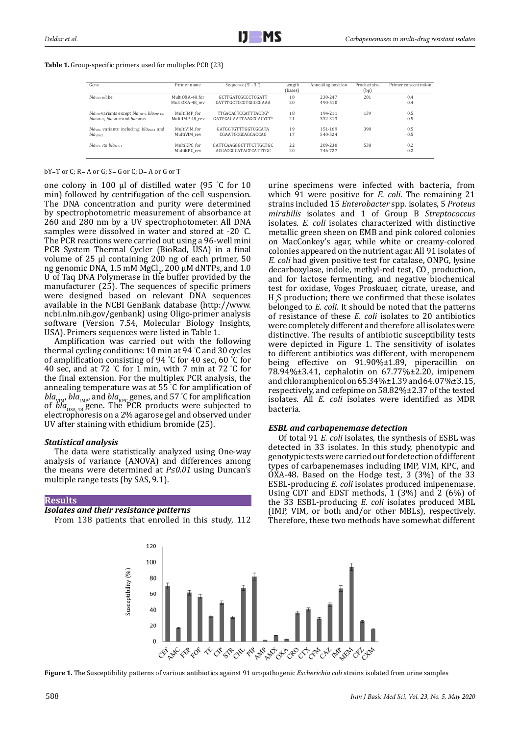**Table 1.** Group-specific primers used for multiplex PCR (23)

| Gene | Primer name | Sequence (5'–3 ') | Length (bases) | Annealing position | Product size (bp) | Primer concentration |
|---|---|---|---|---|---|---|
| $bla_{OXA-48}$like | MultiOXA-48_for | GCTTGATCGCCCTCGATT | 18 | 230-247 | 281 | 0.4 |
| | MultiOXA-48_rev | GATTTGCTCCGTGGCCGAAA | 20 | 490-510 | | 0.4 |
| $bla_{IMP}$ variants except $bla_{IMP-9}$, $bla_{IMP-16}$, $bla_{IMP-18}$, $bla_{IMP-22}$ and $bla_{IMP-25}$ | MultiIMP_for | TTGACACTCCATTTACDG[b] | 18 | 194-211 | 139 | 0.5 |
| | MultiIMP-48_rev | GATYGAGAATTAAGCCACYCT[b] | 21 | 332-313 | | 0.5 |
| $bla_{VIM}$ variants including $bla_{VIM-1}$ and $bla_{VIM-2}$ | MultiVIM_for | GATGGTGTTTGGTCGCATA | 19 | 151-169 | 390 | 0.5 |
| | MultiVIM_rev | CGAATGCGCAGCACCAG | 17 | 540-524 | | 0.5 |
| $bla_{KPC-1}$ to $bla_{KPC-5}$ | MultiKPC_for | CATTCAAGGGCTTTCTTGCTGC | 22 | 209-230 | 538 | 0.2 |
| | MultiKPC_rev | ACGACGGCATAGTCATTTGC | 20 | 746-727 | | 0.2 |

bY=T or C; R= A or G; S= G or C; D= A or G or T

one colony in 100 µl of distilled water (95 °C for 10 min) followed by centrifugation of the cell suspension. The DNA concentration and purity were determined by spectrophotometric measurement of absorbance at 260 and 280 nm by a UV spectrophotometer. All DNA samples were dissolved in water and stored at -20 °C. The PCR reactions were carried out using a 96-well mini PCR System Thermal Cycler (BioRad, USA) in a final volume of 25 µl containing 200 ng of each primer, 50 ng genomic DNA, 1.5 mM $MgCl_2$, 200 µM dNTPs, and 1.0 U of Taq DNA Polymerase in the buffer provided by the manufacturer (25). The sequences of specific primers were designed based on relevant DNA sequences available in the NCBI GenBank database (http://www.ncbi.nlm.nih.gov/genbank) using Oligo-primer analysis software (Version 7.54, Molecular Biology Insights, USA). Primers sequences were listed in Table 1.

Amplification was carried out with the following thermal cycling conditions: 10 min at 94 °C and 30 cycles of amplification consisting of 94 °C for 40 sec, 60 °C for 40 sec, and at 72 °C for 1 min, with 7 min at 72 °C for the final extension. For the multiplex PCR analysis, the annealing temperature was at 55 °C for amplification of $bla_{VIM}$, $bla_{IMP}$, and $bla_{KPC}$ genes, and 57 °C for amplification of $bla_{OXA-48}$ gene. The PCR products were subjected to electrophoresis on a 2% agarose gel and observed under UV after staining with ethidium bromide (25).

### *Statistical analysis*

The data were statistically analyzed using One-way analysis of variance (ANOVA) and differences among the means were determined at $P \leq 0.01$ using Duncan's multiple range tests (by SAS, 9.1).

## Results

### *Isolates and their resistance patterns*

From 138 patients that enrolled in this study, 112 urine specimens were infected with bacteria, from which 91 were positive for *E. coli*. The remaining 21 strains included 15 *Enterobacter* spp. isolates, 5 *Proteus mirabilis* isolates and 1 of Group B *Streptococcus* isolates. *E. coli* isolates characterized with distinctive metallic green sheen on EMB and pink colored colonies on MacConkey's agar, while white or creamy-colored colonies appeared on the nutrient agar. All 91 isolates of *E. coli* had given positive test for catalase, ONPG, lysine decarboxylase, indole, methyl-red test, $CO_2$ production, and for lactose fermenting, and negative biochemical test for oxidase, Voges Proskuaer, citrate, urease, and $H_2S$ production; there we confirmed that these isolates belonged to *E. coli*. It should be noted that the patterns of resistance of these *E. coli* isolates to 20 antibiotics were completely different and therefore all isolates were distinctive. The results of antibiotic susceptibility tests were depicted in Figure 1. The sensitivity of isolates to different antibiotics was different, with meropenem being effective on 91.90%±1.89, piperacillin on 78.94%±3.41, cephalotin on 67.77%±2.20, imipenem and chloramphenicol on 65.34%±1.39 and 64.07%±3.15, respectively, and cefepime on 58.82%±2.37 of the tested isolates. All *E. coli* isolates were identified as MDR bacteria.

### *ESBL and carbapenemase detection*

Of total 91 *E. coli* isolates, the synthesis of ESBL was detected in 33 isolates. In this study, phenotypic and genotypic tests were carried out for detection of different types of carbapenemases including IMP, VIM, KPC, and OXA-48. Based on the Hodge test, 3 (3%) of the 33 ESBL-producing *E. coli* isolates produced imipenemase. Using CDT and EDST methods, 1 (3%) and 2 (6%) of the 33 ESBL-producing *E. coli* isolates produced MBL (IMP, VIM, or both and/or other MBLs), respectively. Therefore, these two methods have somewhat different

**Figure 1.** The Susceptibility patterns of various antibiotics against 91 uropathogenic *Escherichia coli* strains isolated from urine samples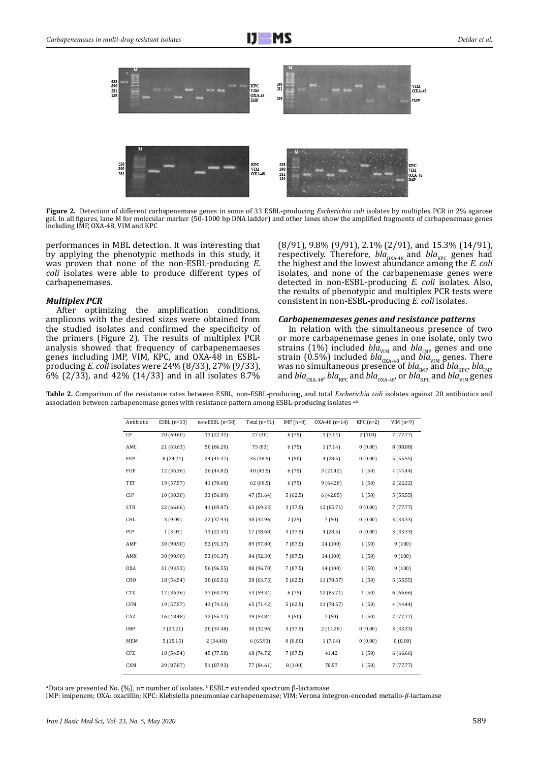Figure 2. Detection of different carbapenemase genes in some of 33 ESBL-producing *Escherichia coli* isolates by multiplex PCR in 2% agarose gel. In all figures, lane M for molecular marker (50-1000 bp DNA ladder) and other lanes show the amplified fragments of carbapenemase genes including IMP, OXA-48, VIM and KPC

performances in MBL detection. It was interesting that by applying the phenotypic methods in this study, it was proven that none of the non-ESBL-producing *E. coli* isolates were able to produce different types of carbapenemases.

### *Multiplex PCR*

After optimizing the amplification conditions, amplicons with the desired sizes were obtained from the studied isolates and confirmed the specificity of the primers (Figure 2). The results of multiplex PCR analysis showed that frequency of carbapenemaeses genes including IMP, VIM, KPC, and OXA-48 in ESBL-producing *E. coli* isolates were 24% (8/33), 27% (9/33), 6% (2/33), and 42% (14/33) and in all isolates 8.7% (8/91), 9.8% (9/91), 2.1% (2/91), and 15.3% (14/91), respectively. Therefore, $bla_{OXA-48}$ and $bla_{KPC}$ genes had the highest and the lowest abundance among the *E. coli* isolates, and none of the carbapenemase genes were detected in non-ESBL-producing *E. coli* isolates. Also, the results of phenotypic and multiplex PCR tests were consistent in non-ESBL-producing *E. coli* isolates.

### *Carbapenemaeses genes and resistance patterns*

In relation with the simultaneous presence of two or more carbapenemase genes in one isolate, only two strains (1%) included $bla_{VIM}$ and $bla_{IMP}$ genes and one strain (0.5%) included $bla_{OXA-48}$ and $bla_{VIM}$ genes. There was no simultaneous presence of $bla_{IMP}$ and $bla_{KPC}$, $bla_{IMP}$ and $bla_{OXA-48}$, $bla_{KPC}$ and $bla_{OXA-48}$, or $bla_{KPC}$ and $bla_{VIM}$ genes

**Table 2.** Comparison of the resistance rates between ESBL, non-ESBL-producing, and total *Escherichia coli* isolates against 20 antibiotics and association between carbapenemase genes with resistance pattern among ESBL-producing isolates [a,b]

| Antibiotic | ESBL (n=33) | non-ESBL (n=58) | Total (n=91) | IMP (n=8) | OXA-48 (n=14) | KPC (n=2) | VIM (n=9) |
|---|---|---|---|---|---|---|---|
| CF | 20 (60.60) | 13 (22.41) | 27 (30) | 6 (75) | 1 (7.14) | 2 (100) | 7 (77.77) |
| AMC | 21 (63.63) | 50 (86.20) | 75 (83) | 6 (75) | 1 (7.14) | 0 (0.00) | 8 (88.88) |
| FEP | 8 (24.24) | 24 (41.37) | 35 (38.5) | 4 (50) | 4 (28.5) | 0 (0.00) | 5 (55.55) |
| FOF | 12 (36.36) | 26 (44.82) | 40 (43.5) | 6 (75) | 3 (21.42) | 1 (50) | 4 (44.44) |
| TET | 19 (57.57) | 41 (70.68) | 62 (68.5) | 6 (75) | 9 (64.28) | 1 (50) | 2 (22.22) |
| CIP | 10 (30.30) | 33 (56.89) | 47 (51.64) | 5 (62.5) | 6 (42.85) | 1 (50) | 5 (55.55) |
| STR | 22 (66.66) | 41 (69.87) | 63 (69.23) | 3 (37.5) | 12 (85.71) | 0 (0.00) | 7 (77.77) |
| CHL | 3 (9.09) | 22 (37.93) | 30 (32.96) | 2 (25) | 7 (50) | 0 (0.00) | 3 (33.33) |
| PIP | 1 (3.03) | 13 (22.41) | 17 (18.68) | 3 (37.5) | 4 (28.5) | 0 (0.00) | 3 (33.33) |
| AMP | 30 (90.90) | 53 (91.37) | 89 (97.80) | 7 (87.5) | 14 (100) | 1 (50) | 9 (100) |
| AMX | 30 (90.90) | 53 (91.37) | 84 (92.30) | 7 (87.5) | 14 (100) | 1 (50) | 9 (100) |
| OXA | 31 (93.93) | 56 (96.55) | 88 (96.70) | 7 (87.5) | 14 (100) | 1 (50) | 9 (100) |
| CRO | 18 (54.54) | 38 (65.51) | 58 (63.73) | 5 (62.5) | 11 (78.57) | 1 (50) | 5 (55.55) |
| CTX | 12 (36.36) | 37 (63.79) | 54 (59.34) | 6 (75) | 12 (85.71) | 1 (50) | 6 (66.66) |
| CFM | 19 (57.57) | 43 (74.13) | 65 (71.42) | 5 (62.5) | 11 (78.57) | 1 (50) | 4 (44.44) |
| CAZ | 16 (48.48) | 32 (55.17) | 49 (53.84) | 4 (50) | 7 (50) | 1 (50) | 7 (77.77) |
| IMP | 7 (21.21) | 20 (34.48) | 30 (32.96) | 3 (37.5) | 2 (14.28) | 0 (0.00) | 3 (33.33) |
| MEM | 5 (15.15) | 2 (34.48) | 6 (65.93) | 0 (0.00) | 1 (7.14) | 0 (0.00) | 0 (0.00) |
| CFZ | 18 (54.54) | 45 (77.58) | 68 (74.72) | 7 (87.5) | 41.42 | 1 (50) | 6 (66.66) |
| CXM | 29 (87.87) | 51 (87.93) | 77 (84.61) | 8 (100) | 78.57 | 1 (50) | 7 (77.77) |

[a] Data are presented No. (%), n= number of isolates. [b] ESBL= extended spectrum β-lactamase

IMP: imipenem; OXA: oxacillin; KPC: Klebsiella pneumoniae carbapenemase; VIM: Verona integron-encoded metallo-*β*-lactamase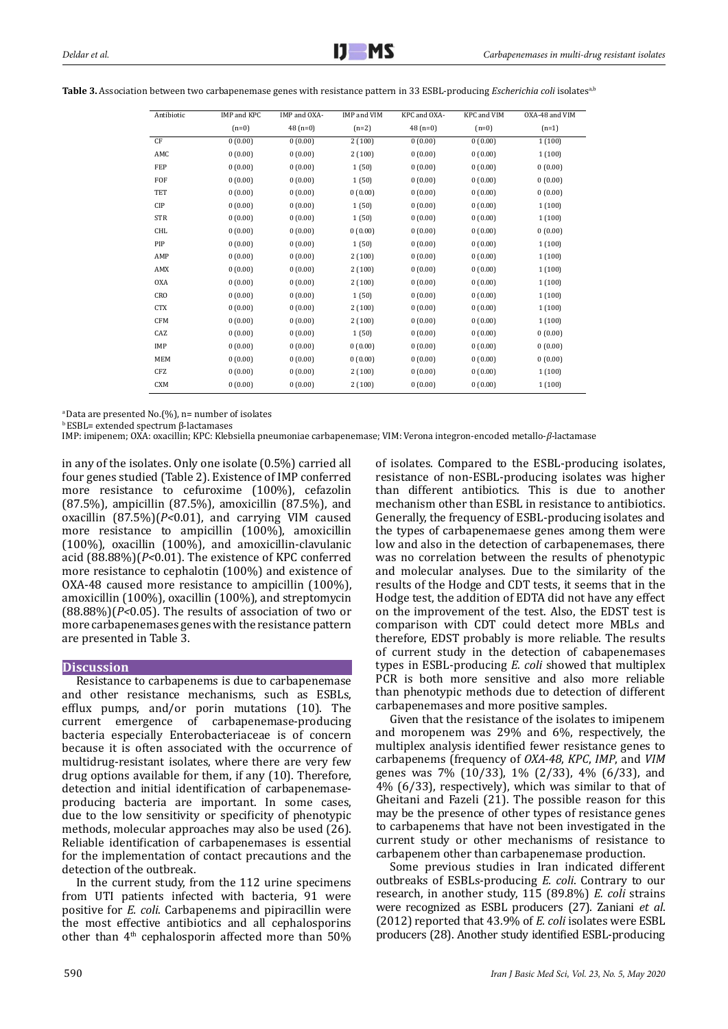**Table 3.** Association between two carbapenemase genes with resistance pattern in 33 ESBL-producing *Escherichia coli* isolates[a,b]

| Antibiotic | IMP and KPC (n=0) | IMP and OXA-48 (n=0) | IMP and VIM (n=2) | KPC and OXA-48 (n=0) | KPC and VIM (n=0) | OXA-48 and VIM (n=1) |
|---|---|---|---|---|---|---|
| CF | 0 (0.00) | 0 (0.00) | 2 (100) | 0 (0.00) | 0 (0.00) | 1 (100) |
| AMC | 0 (0.00) | 0 (0.00) | 2 (100) | 0 (0.00) | 0 (0.00) | 1 (100) |
| FEP | 0 (0.00) | 0 (0.00) | 1 (50) | 0 (0.00) | 0 (0.00) | 0 (0.00) |
| FOF | 0 (0.00) | 0 (0.00) | 1 (50) | 0 (0.00) | 0 (0.00) | 0 (0.00) |
| TET | 0 (0.00) | 0 (0.00) | 0 (0.00) | 0 (0.00) | 0 (0.00) | 0 (0.00) |
| CIP | 0 (0.00) | 0 (0.00) | 1 (50) | 0 (0.00) | 0 (0.00) | 1 (100) |
| STR | 0 (0.00) | 0 (0.00) | 1 (50) | 0 (0.00) | 0 (0.00) | 1 (100) |
| CHL | 0 (0.00) | 0 (0.00) | 0 (0.00) | 0 (0.00) | 0 (0.00) | 0 (0.00) |
| PIP | 0 (0.00) | 0 (0.00) | 1 (50) | 0 (0.00) | 0 (0.00) | 1 (100) |
| AMP | 0 (0.00) | 0 (0.00) | 2 (100) | 0 (0.00) | 0 (0.00) | 1 (100) |
| AMX | 0 (0.00) | 0 (0.00) | 2 (100) | 0 (0.00) | 0 (0.00) | 1 (100) |
| OXA | 0 (0.00) | 0 (0.00) | 2 (100) | 0 (0.00) | 0 (0.00) | 1 (100) |
| CRO | 0 (0.00) | 0 (0.00) | 1 (50) | 0 (0.00) | 0 (0.00) | 1 (100) |
| CTX | 0 (0.00) | 0 (0.00) | 2 (100) | 0 (0.00) | 0 (0.00) | 1 (100) |
| CFM | 0 (0.00) | 0 (0.00) | 2 (100) | 0 (0.00) | 0 (0.00) | 1 (100) |
| CAZ | 0 (0.00) | 0 (0.00) | 1 (50) | 0 (0.00) | 0 (0.00) | 0 (0.00) |
| IMP | 0 (0.00) | 0 (0.00) | 0 (0.00) | 0 (0.00) | 0 (0.00) | 0 (0.00) |
| MEM | 0 (0.00) | 0 (0.00) | 0 (0.00) | 0 (0.00) | 0 (0.00) | 0 (0.00) |
| CFZ | 0 (0.00) | 0 (0.00) | 2 (100) | 0 (0.00) | 0 (0.00) | 1 (100) |
| CXM | 0 (0.00) | 0 (0.00) | 2 (100) | 0 (0.00) | 0 (0.00) | 1 (100) |

[a] Data are presented No.(%), n= number of isolates

[b] ESBL= extended spectrum β-lactamases

IMP: imipenem; OXA: oxacillin; KPC: Klebsiella pneumoniae carbapenemase; VIM: Verona integron-encoded metallo-*β*-lactamase

in any of the isolates. Only one isolate (0.5%) carried all four genes studied (Table 2). Existence of IMP conferred more resistance to cefuroxime (100%), cefazolin (87.5%), ampicillin (87.5%), amoxicillin (87.5%), and oxacillin (87.5%)($P$<0.01), and carrying VIM caused more resistance to ampicillin (100%), amoxicillin (100%), oxacillin (100%), and amoxicillin-clavulanic acid (88.88%)($P$<0.01). The existence of KPC conferred more resistance to cephalotin (100%) and existence of OXA-48 caused more resistance to ampicillin (100%), amoxicillin (100%), oxacillin (100%), and streptomycin (88.88%)($P$<0.05). The results of association of two or more carbapenemases genes with the resistance pattern are presented in Table 3.

## Discussion

Resistance to carbapenems is due to carbapenemase and other resistance mechanisms, such as ESBLs, efflux pumps, and/or porin mutations (10). The current emergence of carbapenemase-producing bacteria especially Enterobacteriaceae is of concern because it is often associated with the occurrence of multidrug-resistant isolates, where there are very few drug options available for them, if any (10). Therefore, detection and initial identification of carbapenemase-producing bacteria are important. In some cases, due to the low sensitivity or specificity of phenotypic methods, molecular approaches may also be used (26). Reliable identification of carbapenemases is essential for the implementation of contact precautions and the detection of the outbreak.

In the current study, from the 112 urine specimens from UTI patients infected with bacteria, 91 were positive for *E. coli*. Carbapenems and pipiracillin were the most effective antibiotics and all cephalosporins other than 4[th] cephalosporin affected more than 50% of isolates. Compared to the ESBL-producing isolates, resistance of non-ESBL-producing isolates was higher than different antibiotics. This is due to another mechanism other than ESBL in resistance to antibiotics. Generally, the frequency of ESBL-producing isolates and the types of carbapenemaese genes among them were low and also in the detection of carbapenemases, there was no correlation between the results of phenotypic and molecular analyses. Due to the similarity of the results of the Hodge and CDT tests, it seems that in the Hodge test, the addition of EDTA did not have any effect on the improvement of the test. Also, the EDST test is comparison with CDT could detect more MBLs and therefore, EDST probably is more reliable. The results of current study in the detection of cabapenemases types in ESBL-producing *E. coli* showed that multiplex PCR is both more sensitive and also more reliable than phenotypic methods due to detection of different carbapenemases and more positive samples.

Given that the resistance of the isolates to imipenem and moropenem was 29% and 6%, respectively, the multiplex analysis identified fewer resistance genes to carbapenems (frequency of *OXA-48*, *KPC*, *IMP*, and *VIM* genes was 7% (10/33), 1% (2/33), 4% (6/33), and 4% (6/33), respectively), which was similar to that of Gheitani and Fazeli (21). The possible reason for this may be the presence of other types of resistance genes to carbapenems that have not been investigated in the current study or other mechanisms of resistance to carbapenem other than carbapenemase production.

Some previous studies in Iran indicated different outbreaks of ESBLs-producing *E. coli*. Contrary to our research, in another study, 115 (89.8%) *E. coli* strains were recognized as ESBL producers (27). Zaniani *et al*. (2012) reported that 43.9% of *E. coli* isolates were ESBL producers (28). Another study identified ESBL-producing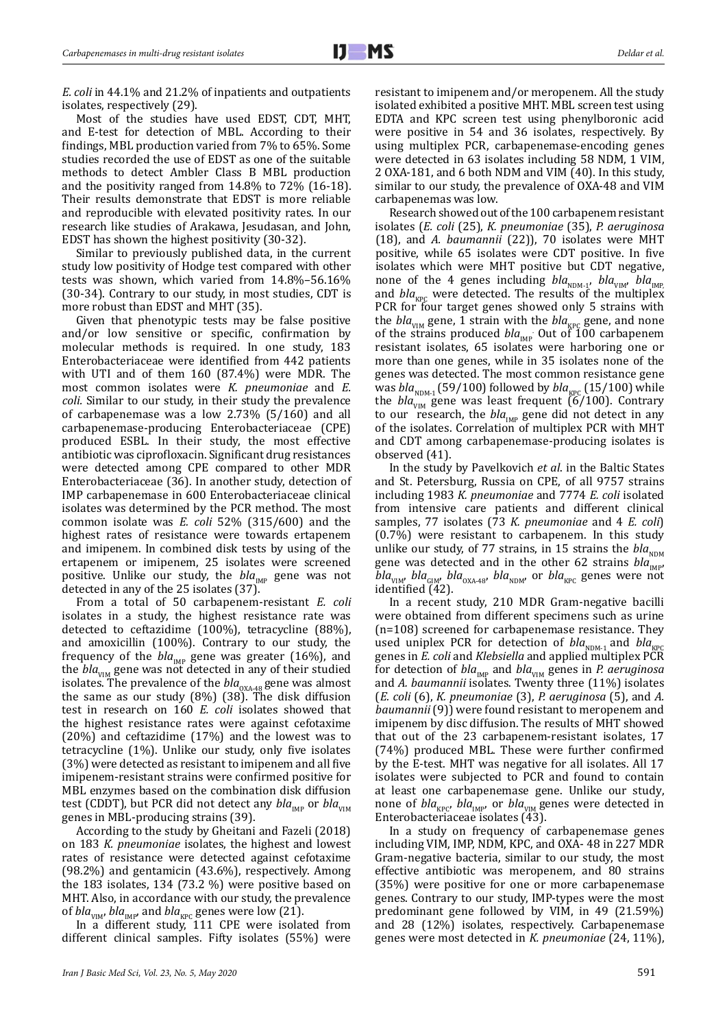*E. coli* in 44.1% and 21.2% of inpatients and outpatients isolates, respectively (29).

Most of the studies have used EDST, CDT, MHT, and E-test for detection of MBL. According to their findings, MBL production varied from 7% to 65%. Some studies recorded the use of EDST as one of the suitable methods to detect Ambler Class B MBL production and the positivity ranged from 14.8% to 72% (16-18). Their results demonstrate that EDST is more reliable and reproducible with elevated positivity rates. In our research like studies of Arakawa, Jesudasan, and John, EDST has shown the highest positivity (30-32).

Similar to previously published data, in the current study low positivity of Hodge test compared with other tests was shown, which varied from 14.8%–56.16% (30-34). Contrary to our study, in most studies, CDT is more robust than EDST and MHT (35).

Given that phenotypic tests may be false positive and/or low sensitive or specific, confirmation by molecular methods is required. In one study, 183 Enterobacteriaceae were identified from 442 patients with UTI and of them 160 (87.4%) were MDR. The most common isolates were *K. pneumoniae* and *E. coli*. Similar to our study, in their study the prevalence of carbapenemase was a low 2.73% (5/160) and all carbapenemase-producing Enterobacteriaceae (CPE) produced ESBL. In their study, the most effective antibiotic was ciprofloxacin. Significant drug resistances were detected among CPE compared to other MDR Enterobacteriaceae (36). In another study, detection of IMP carbapenemase in 600 Enterobacteriaceae clinical isolates was determined by the PCR method. The most common isolate was *E. coli* 52% (315/600) and the highest rates of resistance were towards ertapenem and imipenem. In combined disk tests by using of the ertapenem or imipenem, 25 isolates were screened positive. Unlike our study, the $bla_{IMP}$ gene was not detected in any of the 25 isolates (37).

From a total of 50 carbapenem-resistant *E. coli* isolates in a study, the highest resistance rate was detected to ceftazidime (100%), tetracycline (88%), and amoxicillin (100%). Contrary to our study, the frequency of the $bla_{IMP}$ gene was greater (16%), and the $bla_{VIM}$ gene was not detected in any of their studied isolates. The prevalence of the $bla_{OXA-48}$ gene was almost the same as our study (8%) (38). The disk diffusion test in research on 160 *E. coli* isolates showed that the highest resistance rates were against cefotaxime (20%) and ceftazidime (17%) and the lowest was to tetracycline (1%). Unlike our study, only five isolates (3%) were detected as resistant to imipenem and all five imipenem-resistant strains were confirmed positive for MBL enzymes based on the combination disk diffusion test (CDDT), but PCR did not detect any $bla_{IMP}$ or $bla_{VIM}$ genes in MBL-producing strains (39).

According to the study by Gheitani and Fazeli (2018) on 183 *K. pneumoniae* isolates, the highest and lowest rates of resistance were detected against cefotaxime (98.2%) and gentamicin (43.6%), respectively. Among the 183 isolates, 134 (73.2 %) were positive based on MHT. Also, in accordance with our study, the prevalence of $bla_{VIM}$, $bla_{IMP}$, and $bla_{KPC}$ genes were low (21).

In a different study, 111 CPE were isolated from different clinical samples. Fifty isolates (55%) were resistant to imipenem and/or meropenem. All the study isolated exhibited a positive MHT. MBL screen test using EDTA and KPC screen test using phenylboronic acid were positive in 54 and 36 isolates, respectively. By using multiplex PCR, carbapenemase-encoding genes were detected in 63 isolates including 58 NDM, 1 VIM, 2 OXA-181, and 6 both NDM and VIM (40). In this study, similar to our study, the prevalence of OXA-48 and VIM carbapenemas was low.

Research showed out of the 100 carbapenem resistant isolates (*E. coli* (25), *K. pneumoniae* (35), *P. aeruginosa* (18), and *A. baumannii* (22)), 70 isolates were MHT positive, while 65 isolates were CDT positive. In five isolates which were MHT positive but CDT negative, none of the 4 genes including $bla_{NDM-1}$, $bla_{VIM}$, $bla_{IMP}$ and $bla_{KPC}$ were detected. The results of the multiplex PCR for four target genes showed only 5 strains with the $bla_{VIM}$ gene, 1 strain with the $bla_{KPC}$ gene, and none of the strains produced $bla_{IMP}$. Out of 100 carbapenem resistant isolates, 65 isolates were harboring one or more than one genes, while in 35 isolates none of the genes was detected. The most common resistance gene was $bla_{NDM-1}$ (59/100) followed by $bla_{KPC}$ (15/100) while the $bla_{VIM}$ gene was least frequent (6/100). Contrary to our research, the $bla_{IMP}$ gene did not detect in any of the isolates. Correlation of multiplex PCR with MHT and CDT among carbapenemase-producing isolates is observed (41).

In the study by Pavelkovich *et al.* in the Baltic States and St. Petersburg, Russia on CPE, of all 9757 strains including 1983 *K. pneumoniae* and 7774 *E. coli* isolated from intensive care patients and different clinical samples, 77 isolates (73 *K. pneumoniae* and 4 *E. coli*) (0.7%) were resistant to carbapenem. In this study unlike our study, of 77 strains, in 15 strains the $bla_{NDM}$ gene was detected and in the other 62 strains $bla_{IMP}$, $bla_{VIM}$, $bla_{GIM}$, $bla_{OXA-48}$, $bla_{NDM}$, or $bla_{KPC}$ genes were not identified (42).

In a recent study, 210 MDR Gram-negative bacilli were obtained from different specimens such as urine (n=108) screened for carbapenemase resistance. They used uniplex PCR for detection of $bla_{NDM-1}$ and $bla_{KPC}$ genes in *E. coli* and *Klebsiella* and applied multiplex PCR for detection of $bla_{IMP}$ and $bla_{VIM}$ genes in *P. aeruginosa* and *A. baumannii* isolates. Twenty three (11%) isolates (*E. coli* (6), *K. pneumoniae* (3), *P. aeruginosa* (5), and *A. baumannii* (9)) were found resistant to meropenem and imipenem by disc diffusion. The results of MHT showed that out of the 23 carbapenem-resistant isolates, 17 (74%) produced MBL. These were further confirmed by the E-test. MHT was negative for all isolates. All 17 isolates were subjected to PCR and found to contain at least one carbapenemase gene. Unlike our study, none of $bla_{KPC}$, $bla_{IMP}$, or $bla_{VIM}$ genes were detected in Enterobacteriaceae isolates (43).

In a study on frequency of carbapenemase genes including VIM, IMP, NDM, KPC, and OXA- 48 in 227 MDR Gram-negative bacteria, similar to our study, the most effective antibiotic was meropenem, and 80 strains (35%) were positive for one or more carbapenemase genes. Contrary to our study, IMP-types were the most predominant gene followed by VIM, in 49 (21.59%) and 28 (12%) isolates, respectively. Carbapenemase genes were most detected in *K. pneumoniae* (24, 11%),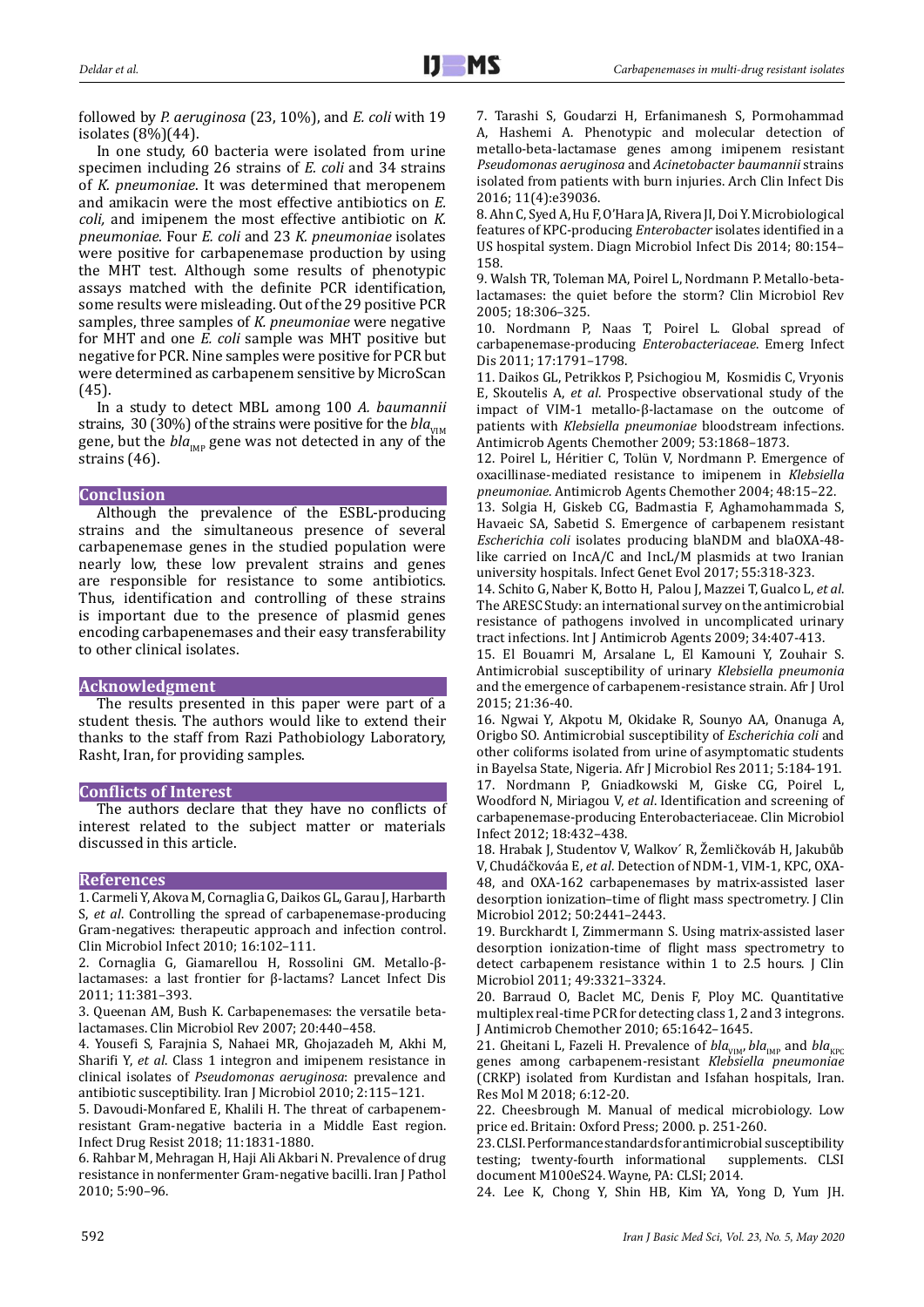followed by *P. aeruginosa* (23, 10%), and *E. coli* with 19 isolates (8%)(44).

In one study, 60 bacteria were isolated from urine specimen including 26 strains of *E. coli* and 34 strains of *K. pneumoniae*. It was determined that meropenem and amikacin were the most effective antibiotics on *E. coli,* and imipenem the most effective antibiotic on *K. pneumoniae*. Four *E. coli* and 23 *K. pneumoniae* isolates were positive for carbapenemase production by using the MHT test. Although some results of phenotypic assays matched with the definite PCR identification, some results were misleading. Out of the 29 positive PCR samples, three samples of *K. pneumoniae* were negative for MHT and one *E. coli* sample was MHT positive but negative for PCR. Nine samples were positive for PCR but were determined as carbapenem sensitive by MicroScan (45).

In a study to detect MBL among 100 *A. baumannii* strains, 30 (30%) of the strains were positive for the $bla_{VIM}$ gene, but the $bla_{IMP}$ gene was not detected in any of the strains (46).

## Conclusion

Although the prevalence of the ESBL-producing strains and the simultaneous presence of several carbapenemase genes in the studied population were nearly low, these low prevalent strains and genes are responsible for resistance to some antibiotics. Thus, identification and controlling of these strains is important due to the presence of plasmid genes encoding carbapenemases and their easy transferability to other clinical isolates.

## Acknowledgment

The results presented in this paper were part of a student thesis. The authors would like to extend their thanks to the staff from Razi Pathobiology Laboratory, Rasht, Iran, for providing samples.

## Conflicts of Interest

The authors declare that they have no conflicts of interest related to the subject matter or materials discussed in this article.

## References

1. Carmeli Y, Akova M, Cornaglia G, Daikos GL, Garau J, Harbarth S, *et al*. Controlling the spread of carbapenemase-producing Gram-negatives: therapeutic approach and infection control. Clin Microbiol Infect 2010; 16:102–111.
2. Cornaglia G, Giamarellou H, Rossolini GM. Metallo-β-lactamases: a last frontier for β-lactams? Lancet Infect Dis 2011; 11:381–393.
3. Queenan AM, Bush K. Carbapenemases: the versatile beta-lactamases. Clin Microbiol Rev 2007; 20:440–458.
4. Yousefi S, Farajnia S, Nahaei MR, Ghojazadeh M, Akhi M, Sharifi Y, *et al*. Class 1 integron and imipenem resistance in clinical isolates of *Pseudomonas aeruginosa*: prevalence and antibiotic susceptibility. Iran J Microbiol 2010; 2:115–121.
5. Davoudi-Monfared E, Khalili H. The threat of carbapenem-resistant Gram-negative bacteria in a Middle East region. Infect Drug Resist 2018; 11:1831-1880.
6. Rahbar M, Mehragan H, Haji Ali Akbari N. Prevalence of drug resistance in nonfermenter Gram-negative bacilli. Iran J Pathol 2010; 5:90–96.
7. Tarashi S, Goudarzi H, Erfanimanesh S, Pormohammad A, Hashemi A. Phenotypic and molecular detection of metallo-beta-lactamase genes among imipenem resistant *Pseudomonas aeruginosa* and *Acinetobacter baumannii* strains isolated from patients with burn injuries. Arch Clin Infect Dis 2016; 11(4):e39036.
8. Ahn C, Syed A, Hu F, O'Hara JA, Rivera JI, Doi Y. Microbiological features of KPC-producing *Enterobacter* isolates identified in a US hospital system. Diagn Microbiol Infect Dis 2014; 80:154–158.
9. Walsh TR, Toleman MA, Poirel L, Nordmann P. Metallo-beta-lactamases: the quiet before the storm? Clin Microbiol Rev 2005; 18:306–325.
10. Nordmann P, Naas T, Poirel L. Global spread of carbapenemase-producing *Enterobacteriaceae*. Emerg Infect Dis 2011; 17:1791–1798.
11. Daikos GL, Petrikkos P, Psichogiou M, Kosmidis C, Vryonis E, Skoutelis A, *et al*. Prospective observational study of the impact of VIM-1 metallo-β-lactamase on the outcome of patients with *Klebsiella pneumoniae* bloodstream infections. Antimicrob Agents Chemother 2009; 53:1868–1873.
12. Poirel L, Héritier C, Tolün V, Nordmann P. Emergence of oxacillinase-mediated resistance to imipenem in *Klebsiella pneumoniae*. Antimicrob Agents Chemother 2004; 48:15–22.
13. Solgia H, Giskeb CG, Badmastia F, Aghamohammada S, Havaeic SA, Sabetid S. Emergence of carbapenem resistant *Escherichia coli* isolates producing blaNDM and blaOXA-48-like carried on IncA/C and IncL/M plasmids at two Iranian university hospitals. Infect Genet Evol 2017; 55:318-323.
14. Schito G, Naber K, Botto H, Palou J, Mazzei T, Gualco L, *et al*. The ARESC Study: an international survey on the antimicrobial resistance of pathogens involved in uncomplicated urinary tract infections. Int J Antimicrob Agents 2009; 34:407-413.
15. El Bouamri M, Arsalane L, El Kamouni Y, Zouhair S. Antimicrobial susceptibility of urinary *Klebsiella pneumonia* and the emergence of carbapenem-resistance strain. Afr J Urol 2015; 21:36-40.
16. Ngwai Y, Akpotu M, Okidake R, Sounyo AA, Onanuga A, Origbo SO. Antimicrobial susceptibility of *Escherichia coli* and other coliforms isolated from urine of asymptomatic students in Bayelsa State, Nigeria. Afr J Microbiol Res 2011; 5:184-191.
17. Nordmann P, Gniadkowski M, Giske CG, Poirel L, Woodford N, Miriagou V, *et al*. Identification and screening of carbapenemase-producing Enterobacteriaceae. Clin Microbiol Infect 2012; 18:432–438.
18. Hrabak J, Studentov V, Walkov´ R, Žemličkováb H, Jakubůb V, Chudáčkováa E, *et al*. Detection of NDM-1, VIM-1, KPC, OXA-48, and OXA-162 carbapenemases by matrix-assisted laser desorption ionization–time of flight mass spectrometry. J Clin Microbiol 2012; 50:2441–2443.
19. Burckhardt I, Zimmermann S. Using matrix-assisted laser desorption ionization-time of flight mass spectrometry to detect carbapenem resistance within 1 to 2.5 hours. J Clin Microbiol 2011; 49:3321–3324.
20. Barraud O, Baclet MC, Denis F, Ploy MC. Quantitative multiplex real-time PCR for detecting class 1, 2 and 3 integrons. J Antimicrob Chemother 2010; 65:1642–1645.
21. Gheitani L, Fazeli H. Prevalence of $bla_{VIM}$, $bla_{IMP}$ and $bla_{KPC}$ genes among carbapenem-resistant *Klebsiella pneumoniae* (CRKP) isolated from Kurdistan and Isfahan hospitals, Iran. Res Mol M 2018; 6:12-20.
22. Cheesbrough M. Manual of medical microbiology. Low price ed. Britain: Oxford Press; 2000. p. 251-260.
23. CLSI. Performance standards for antimicrobial susceptibility testing; twenty-fourth informational supplements. CLSI document M100eS24. Wayne, PA: CLSI; 2014.
24. Lee K, Chong Y, Shin HB, Kim YA, Yong D, Yum JH.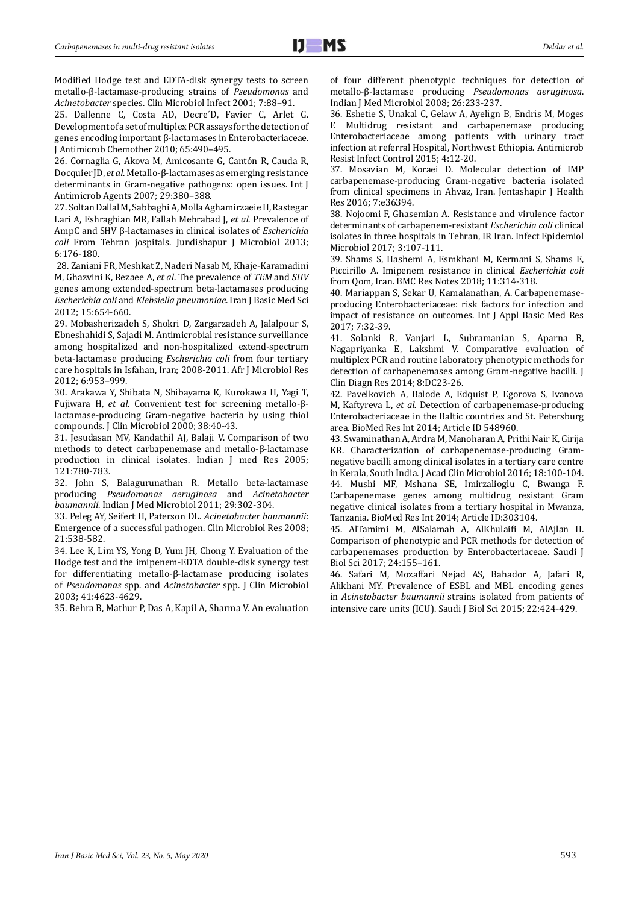Modified Hodge test and EDTA-disk synergy tests to screen metallo-β-lactamase-producing strains of *Pseudomonas* and *Acinetobacter* species. Clin Microbiol Infect 2001; 7:88–91.

25. Dallenne C, Costa AD, Decre´D, Favier C, Arlet G. Development of a set of multiplex PCR assays for the detection of genes encoding important β-lactamases in Enterobacteriaceae. J Antimicrob Chemother 2010; 65:490–495.

26. Cornaglia G, Akova M, Amicosante G, Cantón R, Cauda R, Docquier JD, *et al*. Metallo-β-lactamases as emerging resistance determinants in Gram-negative pathogens: open issues. Int J Antimicrob Agents 2007; 29:380–388.

27. Soltan Dallal M, Sabbaghi A, Molla Aghamirzaeie H, Rastegar Lari A, Eshraghian MR, Fallah Mehrabad J, *et al*. Prevalence of AmpC and SHV β-lactamases in clinical isolates of *Escherichia coli* From Tehran jospitals. Jundishapur J Microbiol 2013; 6:176-180.

28. Zaniani FR, Meshkat Z, Naderi Nasab M, Khaje-Karamadini M, Ghazvini K, Rezaee A, *et al*. The prevalence of *TEM* and *SHV* genes among extended-spectrum beta-lactamases producing *Escherichia coli* and *Klebsiella pneumoniae*. Iran J Basic Med Sci 2012; 15:654-660.

29. Mobasherizadeh S, Shokri D, Zargarzadeh A, Jalalpour S, Ebneshahidi S, Sajadi M. Antimicrobial resistance surveillance among hospitalized and non-hospitalized extend-spectrum beta-lactamase producing *Escherichia coli* from four tertiary care hospitals in Isfahan, Iran; 2008-2011. Afr J Microbiol Res 2012; 6:953–999.

30. Arakawa Y, Shibata N, Shibayama K, Kurokawa H, Yagi T, Fujiwara H, *et al*. Convenient test for screening metallo-β-lactamase-producing Gram-negative bacteria by using thiol compounds. J Clin Microbiol 2000; 38:40-43.

31. Jesudasan MV, Kandathil AJ, Balaji V. Comparison of two methods to detect carbapenemase and metallo-β-lactamase production in clinical isolates. Indian J med Res 2005; 121:780-783.

32. John S, Balagurunathan R. Metallo beta-lactamase producing *Pseudomonas aeruginosa* and *Acinetobacter baumannii*. Indian J Med Microbiol 2011; 29:302-304.

33. Peleg AY, Seifert H, Paterson DL. *Acinetobacter baumannii*: Emergence of a successful pathogen. Clin Microbiol Res 2008; 21:538-582.

34. Lee K, Lim YS, Yong D, Yum JH, Chong Y. Evaluation of the Hodge test and the imipenem-EDTA double-disk synergy test for differentiating metallo-β-lactamase producing isolates of *Pseudomonas* spp. and *Acinetobacter* spp. J Clin Microbiol 2003; 41:4623-4629.

35. Behra B, Mathur P, Das A, Kapil A, Sharma V. An evaluation of four different phenotypic techniques for detection of metallo-β-lactamase producing *Pseudomonas aeruginosa*. Indian J Med Microbiol 2008; 26:233-237.

36. Eshetie S, Unakal C, Gelaw A, Ayelign B, Endris M, Moges F. Multidrug resistant and carbapenemase producing Enterobacteriaceae among patients with urinary tract infection at referral Hospital, Northwest Ethiopia. Antimicrob Resist Infect Control 2015; 4:12-20.

37. Mosavian M, Koraei D. Molecular detection of IMP carbapenemase-producing Gram-negative bacteria isolated from clinical specimens in Ahvaz, Iran. Jentashapir J Health Res 2016; 7:e36394.

38. Nojoomi F, Ghasemian A. Resistance and virulence factor determinants of carbapenem-resistant *Escherichia coli* clinical isolates in three hospitals in Tehran, IR Iran. Infect Epidemiol Microbiol 2017; 3:107-111.

39. Shams S, Hashemi A, Esmkhani M, Kermani S, Shams E, Piccirillo A. Imipenem resistance in clinical *Escherichia coli* from Qom, Iran. BMC Res Notes 2018; 11:314-318.

40. Mariappan S, Sekar U, Kamalanathan, A. Carbapenemase-producing Enterobacteriaceae: risk factors for infection and impact of resistance on outcomes. Int J Appl Basic Med Res 2017; 7:32-39.

41. Solanki R, Vanjari L, Subramanian S, Aparna B, Nagapriyanka E, Lakshmi V. Comparative evaluation of multiplex PCR and routine laboratory phenotypic methods for detection of carbapenemases among Gram-negative bacilli. J Clin Diagn Res 2014; 8:DC23-26.

42. Pavelkovich A, Balode A, Edquist P, Egorova S, Ivanova M, Kaftyreva L, *et al*. Detection of carbapenemase-producing Enterobacteriaceae in the Baltic countries and St. Petersburg area. BioMed Res Int 2014; Article ID 548960.

43. Swaminathan A, Ardra M, Manoharan A, Prithi Nair K, Girija KR. Characterization of carbapenemase-producing Gram-negative bacilli among clinical isolates in a tertiary care centre in Kerala, South India. J Acad Clin Microbiol 2016; 18:100-104.

44. Mushi MF, Mshana SE, Imirzalioglu C, Bwanga F. Carbapenemase genes among multidrug resistant Gram negative clinical isolates from a tertiary hospital in Mwanza, Tanzania. BioMed Res Int 2014; Article ID:303104.

45. AlTamimi M, AlSalamah A, AlKhulaifi M, AlAjlan H. Comparison of phenotypic and PCR methods for detection of carbapenemases production by Enterobacteriaceae. Saudi J Biol Sci 2017; 24:155–161.

46. Safari M, Mozaffari Nejad AS, Bahador A, Jafari R, Alikhani MY. Prevalence of ESBL and MBL encoding genes in *Acinetobacter baumannii* strains isolated from patients of intensive care units (ICU). Saudi J Biol Sci 2015; 22:424-429.